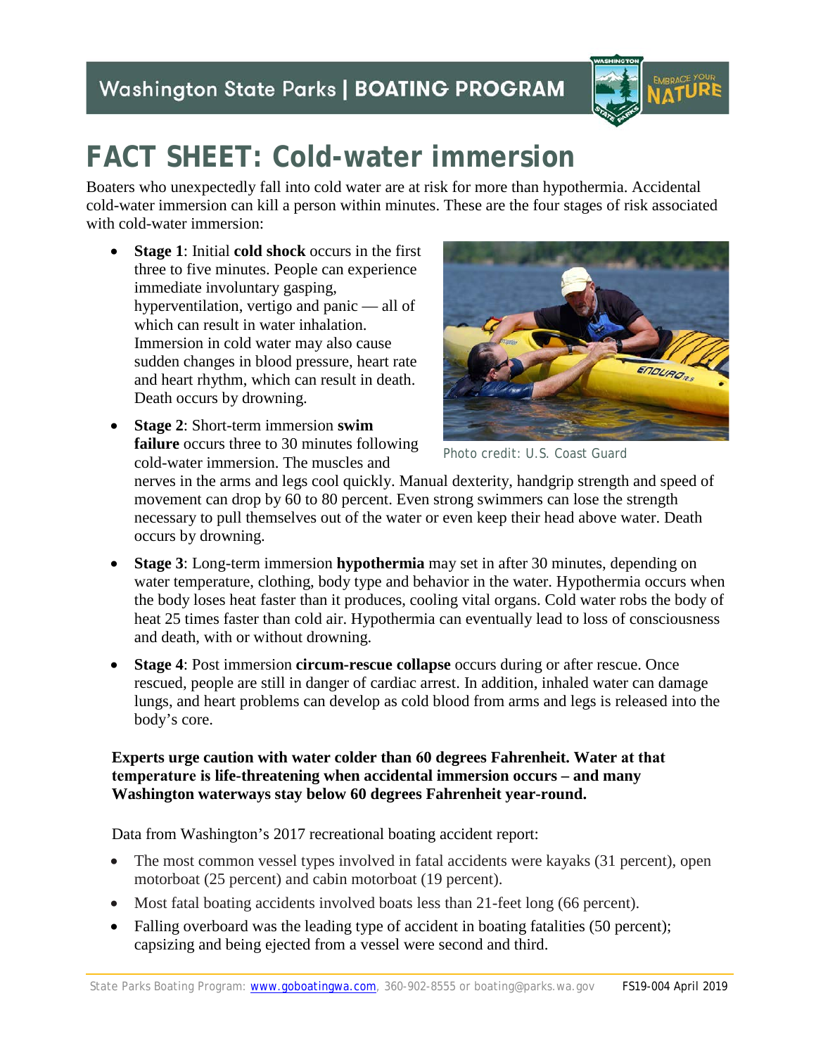Washington State Parks | **BOATING PROGRAM**

# FACT SHEET: Cold-water immersion

Boaters who unexpectedly fall into cold water are at risk for more than hypothermia. Accidental cold-water immersion can kill a person within minutes. These are the four stages of risk associated with cold-water immersion:

- **Stage 1**: Initial **cold shock** occurs in the first three to five minutes. People can experience immediate involuntary gasping, hyperventilation, vertigo and panic — all of which can result in water inhalation. Immersion in cold water may also cause sudden changes in blood pressure, heart rate and heart rhythm, which can result in death. Death occurs by drowning.
- **Stage 2**: Short-term immersion **swim failure** occurs three to 30 minutes following cold-water immersion. The muscles and nerves in the arms and legs cool quickly. Manual dexterity, handgrip strength and speed of movement can drop by 60 to 80 percent. Even strong swimmers can lose the strength necessary to pull themselves out of the water or even keep their head above water. Death occurs by drowning.
- **Stage 3**: Long-term immersion **hypothermia** may set in after 30 minutes, depending on water temperature, clothing, body type and behavior in the water. Hypothermia occurs when the body loses heat faster than it produces, cooling vital organs. Cold water robs the body of heat 25 times faster than cold air. Hypothermia can eventually lead to loss of consciousness and death, with or without drowning.
- **Stage 4**: Post immersion **circum-rescue collapse** occurs during or after rescue. Once rescued, people are still in danger of cardiac arrest. In addition, inhaled water can damage lungs, and heart problems can develop as cold blood from arms and legs is released into the body's core.

Photo credit: U.S. Coast Guard

**Experts urge caution with water colder than 60 degrees Fahrenheit. Water at that temperature is life-threatening when accidental immersion occurs – and many Washington waterways stay below 60 degrees Fahrenheit year-round.**

Data from Washington's 2017 recreational boating accident report:

- The most common vessel types involved in fatal accidents were kayaks (31 percent), open motorboat (25 percent) and cabin motorboat (19 percent).
- Most fatal boating accidents involved boats less than 21-feet long (66 percent).
- Falling overboard was the leading type of accident in boating fatalities (50 percent); capsizing and being ejected from a vessel were second and third.

State Parks Boating Program: [www.goboatingwa.com](http://www.goboatingwa.com), 360-902-8555 or boating@parks.wa.gov FS19-004 April 2019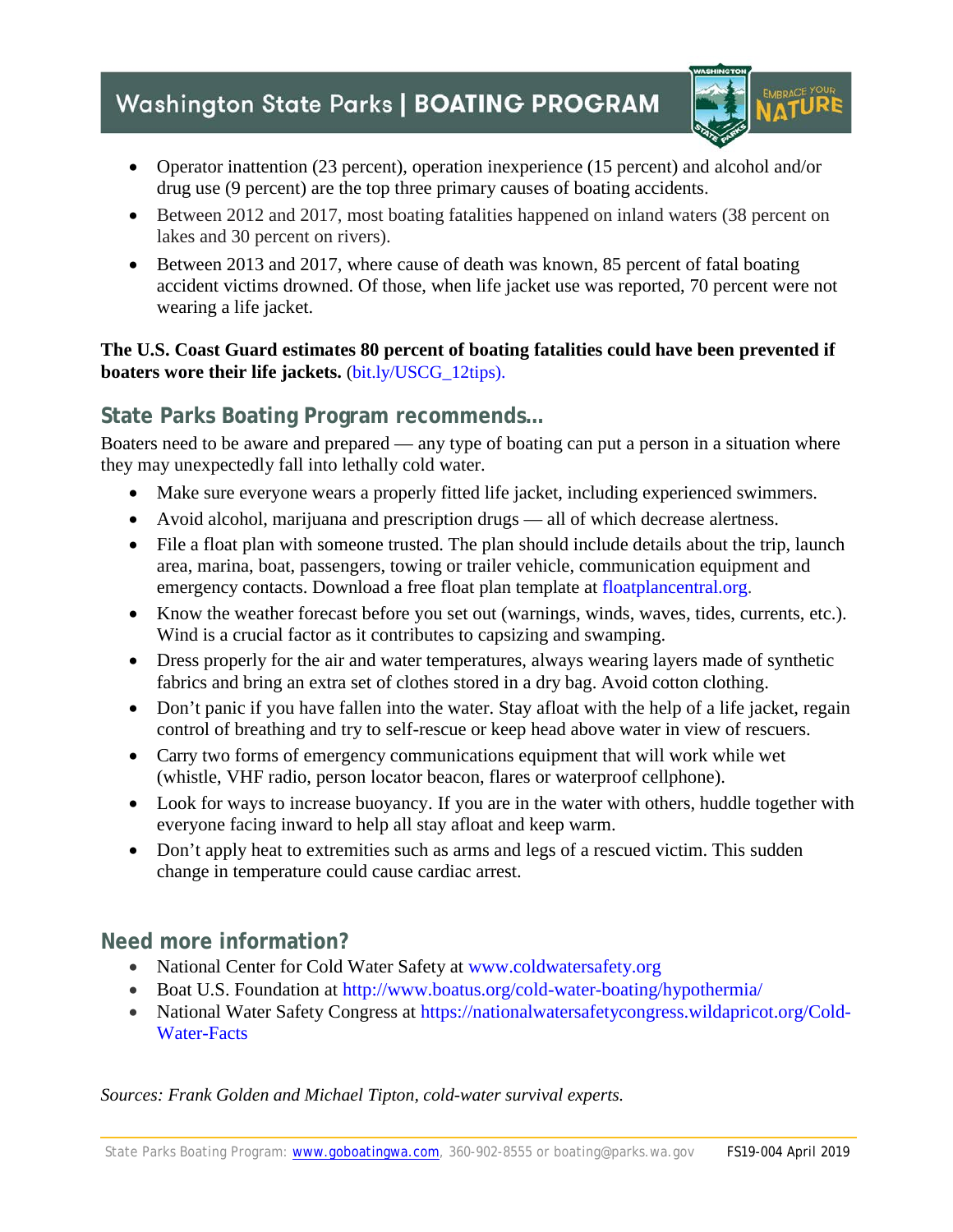- Operator inattention (23 percent), operation inexperience (15 percent) and alcohol and/or drug use (9 percent) are the top three primary causes of boating accidents.
- Between 2012 and 2017, most boating fatalities happened on inland waters (38 percent on lakes and 30 percent on rivers).
- Between 2013 and 2017, where cause of death was known, 85 percent of fatal boating accident victims drowned. Of those, when life jacket use was reported, 70 percent were not wearing a life jacket.

**The U.S. Coast Guard estimates 80 percent of boating fatalities could have been prevented if boaters wore their life jackets.** (bit.ly/USCG_12tips).

## State Parks Boating Program recommends…

Boaters need to be aware and prepared — any type of boating can put a person in a situation where they may unexpectedly fall into lethally cold water.

- Make sure everyone wears a properly fitted life jacket, including experienced swimmers.
- Avoid alcohol, marijuana and prescription drugs — all of which decrease alertness.
- File a float plan with someone trusted. The plan should include details about the trip, launch area, marina, boat, passengers, towing or trailer vehicle, communication equipment and emergency contacts. Download a free float plan template at floatplancentral.org.
- Know the weather forecast before you set out (warnings, winds, waves, tides, currents, etc.). Wind is a crucial factor as it contributes to capsizing and swamping.
- Dress properly for the air and water temperatures, always wearing layers made of synthetic fabrics and bring an extra set of clothes stored in a dry bag. Avoid cotton clothing.
- Don't panic if you have fallen into the water. Stay afloat with the help of a life jacket, regain control of breathing and try to self-rescue or keep head above water in view of rescuers.
- Carry two forms of emergency communications equipment that will work while wet (whistle, VHF radio, person locator beacon, flares or waterproof cellphone).
- Look for ways to increase buoyancy. If you are in the water with others, huddle together with everyone facing inward to help all stay afloat and keep warm.
- Don't apply heat to extremities such as arms and legs of a rescued victim. This sudden change in temperature could cause cardiac arrest.

## Need more information?

- National Center for Cold Water Safety at www.coldwatersafety.org
- Boat U.S. Foundation at http://www.boatus.org/cold-water-boating/hypothermia/
- National Water Safety Congress at https://nationalwatersafetycongress.wildapricot.org/Cold-Water-Facts

*Sources: Frank Golden and Michael Tipton, cold-water survival experts.*